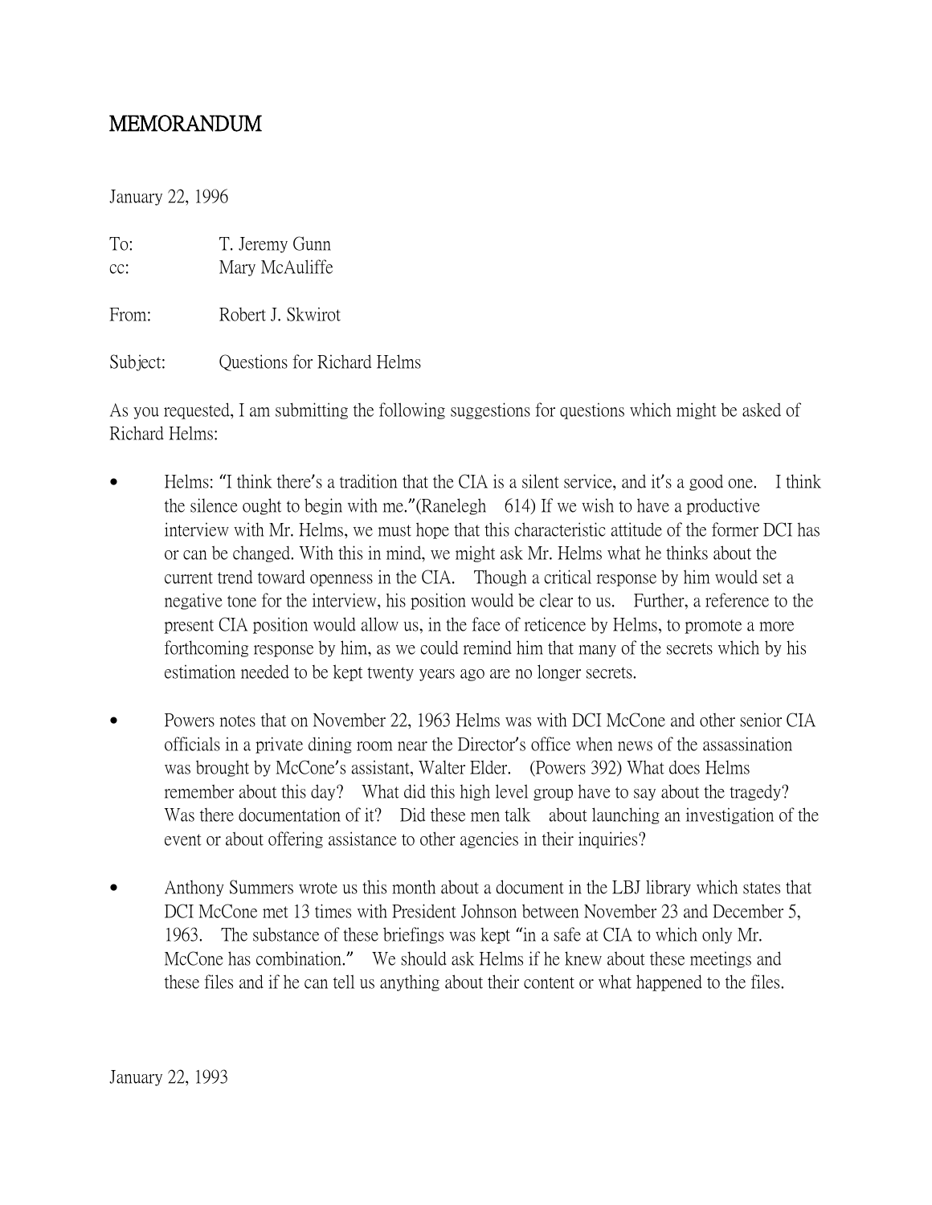# MEMORANDUM

January 22, 1996

To: T. Jeremy Gunn
cc: Mary McAuliffe

From: Robert J. Skwirot

Subject: Questions for Richard Helms

As you requested, I am submitting the following suggestions for questions which might be asked of Richard Helms:

- Helms: "I think there's a tradition that the CIA is a silent service, and it's a good one. I think the silence ought to begin with me."(Ranelegh 614) If we wish to have a productive interview with Mr. Helms, we must hope that this characteristic attitude of the former DCI has or can be changed. With this in mind, we might ask Mr. Helms what he thinks about the current trend toward openness in the CIA. Though a critical response by him would set a negative tone for the interview, his position would be clear to us. Further, a reference to the present CIA position would allow us, in the face of reticence by Helms, to promote a more forthcoming response by him, as we could remind him that many of the secrets which by his estimation needed to be kept twenty years ago are no longer secrets.

- Powers notes that on November 22, 1963 Helms was with DCI McCone and other senior CIA officials in a private dining room near the Director's office when news of the assassination was brought by McCone's assistant, Walter Elder. (Powers 392) What does Helms remember about this day? What did this high level group have to say about the tragedy? Was there documentation of it? Did these men talk about launching an investigation of the event or about offering assistance to other agencies in their inquiries?

- Anthony Summers wrote us this month about a document in the LBJ library which states that DCI McCone met 13 times with President Johnson between November 23 and December 5, 1963. The substance of these briefings was kept "in a safe at CIA to which only Mr. McCone has combination." We should ask Helms if he knew about these meetings and these files and if he can tell us anything about their content or what happened to the files.

January 22, 1993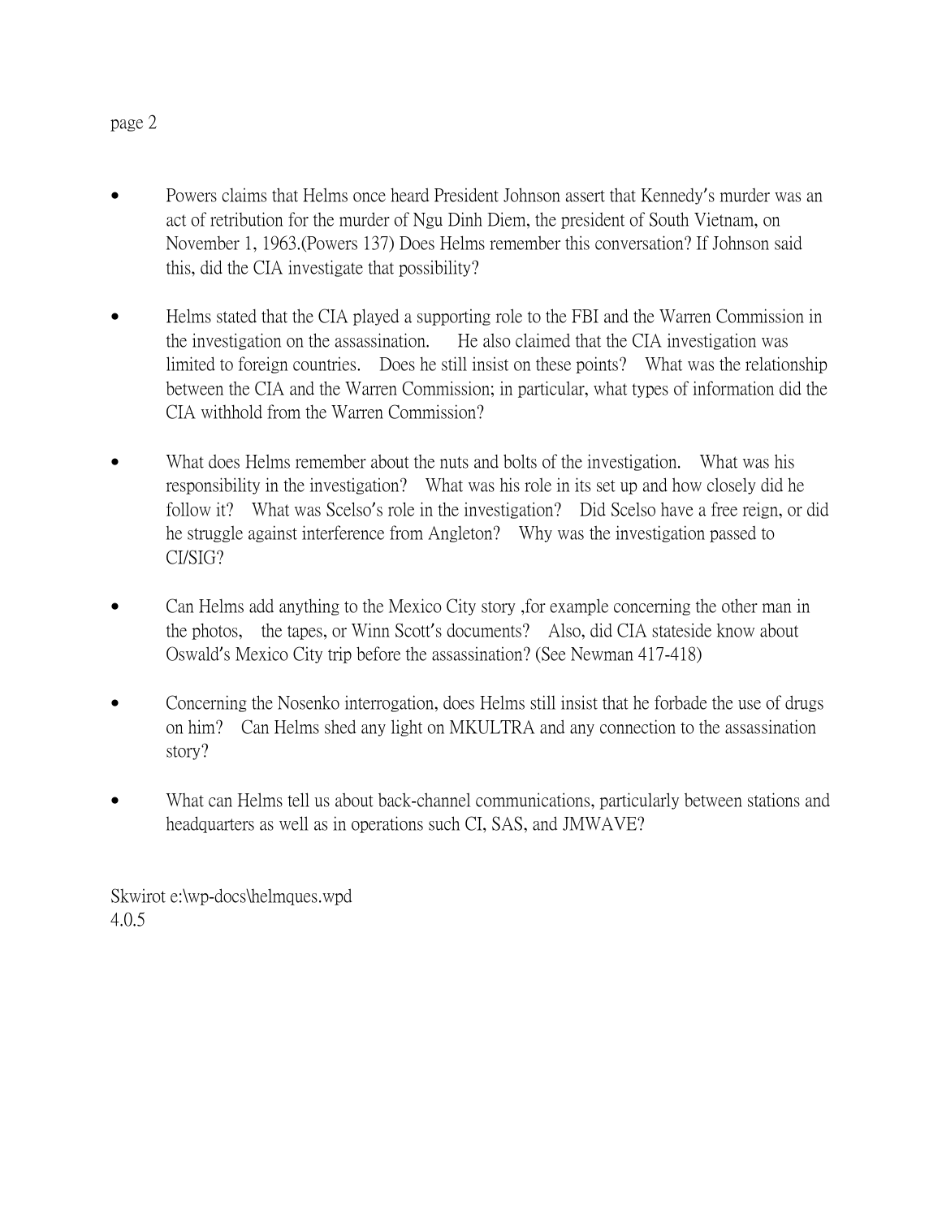- Powers claims that Helms once heard President Johnson assert that Kennedy's murder was an act of retribution for the murder of Ngu Dinh Diem, the president of South Vietnam, on November 1, 1963.(Powers 137) Does Helms remember this conversation? If Johnson said this, did the CIA investigate that possibility?

- Helms stated that the CIA played a supporting role to the FBI and the Warren Commission in the investigation on the assassination. He also claimed that the CIA investigation was limited to foreign countries. Does he still insist on these points? What was the relationship between the CIA and the Warren Commission; in particular, what types of information did the CIA withhold from the Warren Commission?

- What does Helms remember about the nuts and bolts of the investigation. What was his responsibility in the investigation? What was his role in its set up and how closely did he follow it? What was Scelso's role in the investigation? Did Scelso have a free reign, or did he struggle against interference from Angleton? Why was the investigation passed to CI/SIG?

- Can Helms add anything to the Mexico City story ,for example concerning the other man in the photos, the tapes, or Winn Scott's documents? Also, did CIA stateside know about Oswald's Mexico City trip before the assassination? (See Newman 417-418)

- Concerning the Nosenko interrogation, does Helms still insist that he forbade the use of drugs on him? Can Helms shed any light on MKULTRA and any connection to the assassination story?

- What can Helms tell us about back-channel communications, particularly between stations and headquarters as well as in operations such CI, SAS, and JMWAVE?

Skwirot e:\wp-docs\helmques.wpd
4.0.5